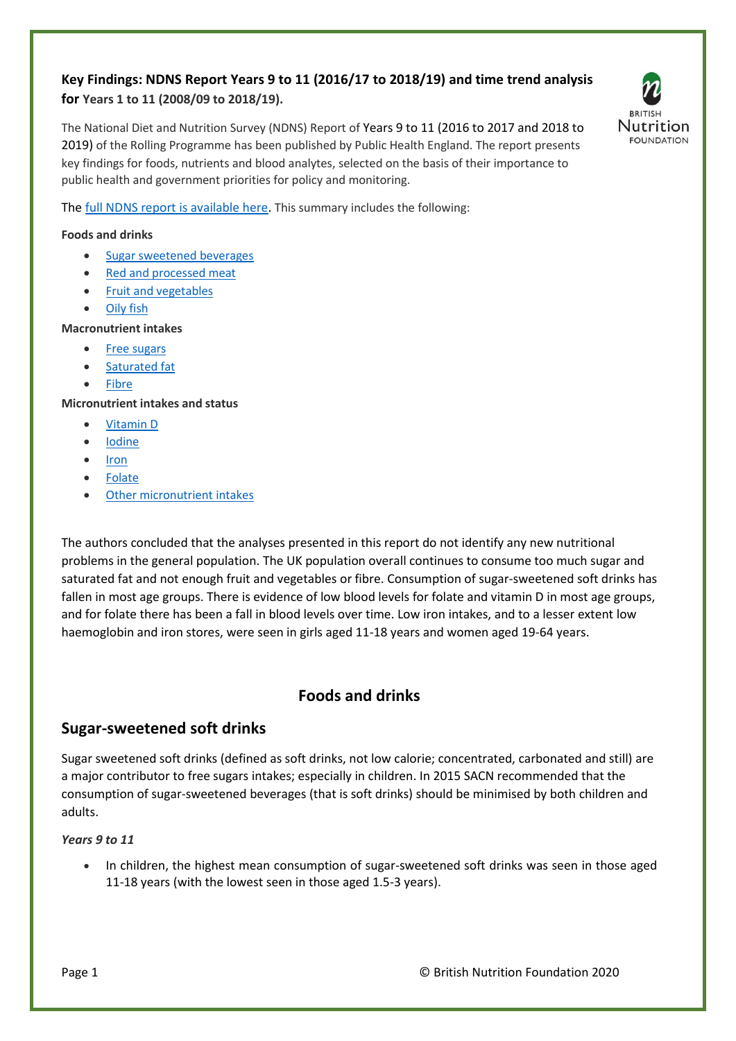# Key Findings: NDNS Report Years 9 to 11 (2016/17 to 2018/19) and time trend analysis for Years 1 to 11 (2008/09 to 2018/19).

The National Diet and Nutrition Survey (NDNS) Report of Years 9 to 11 (2016 to 2017 and 2018 to 2019) of the Rolling Programme has been published by Public Health England. The report presents key findings for foods, nutrients and blood analytes, selected on the basis of their importance to public health and government priorities for policy and monitoring.

The full NDNS report is available here. This summary includes the following:

**Foods and drinks**

- Sugar sweetened beverages
- Red and processed meat
- Fruit and vegetables
- Oily fish

**Macronutrient intakes**

- Free sugars
- Saturated fat
- Fibre

**Micronutrient intakes and status**

- Vitamin D
- Iodine
- Iron
- Folate
- Other micronutrient intakes

The authors concluded that the analyses presented in this report do not identify any new nutritional problems in the general population. The UK population overall continues to consume too much sugar and saturated fat and not enough fruit and vegetables or fibre. Consumption of sugar-sweetened soft drinks has fallen in most age groups. There is evidence of low blood levels for folate and vitamin D in most age groups, and for folate there has been a fall in blood levels over time. Low iron intakes, and to a lesser extent low haemoglobin and iron stores, were seen in girls aged 11-18 years and women aged 19-64 years.

## Foods and drinks

## Sugar-sweetened soft drinks

Sugar sweetened soft drinks (defined as soft drinks, not low calorie; concentrated, carbonated and still) are a major contributor to free sugars intakes; especially in children. In 2015 SACN recommended that the consumption of sugar-sweetened beverages (that is soft drinks) should be minimised by both children and adults.

***Years 9 to 11***

- In children, the highest mean consumption of sugar-sweetened soft drinks was seen in those aged 11-18 years (with the lowest seen in those aged 1.5-3 years).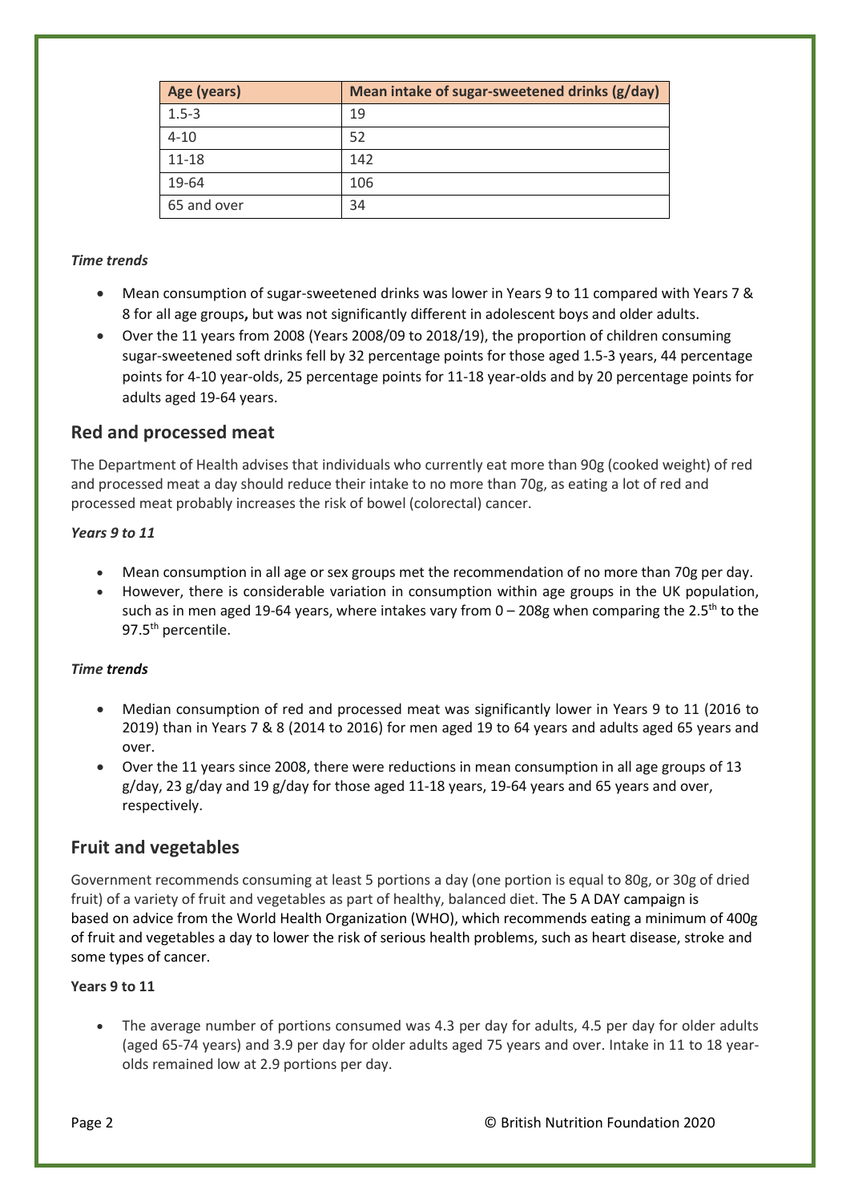| Age (years) | Mean intake of sugar-sweetened drinks (g/day) |
| --- | --- |
| 1.5-3 | 19 |
| 4-10 | 52 |
| 11-18 | 142 |
| 19-64 | 106 |
| 65 and over | 34 |

#### *Time trends*

- Mean consumption of sugar-sweetened drinks was lower in Years 9 to 11 compared with Years 7 & 8 for all age groups**,** but was not significantly different in adolescent boys and older adults.
- Over the 11 years from 2008 (Years 2008/09 to 2018/19), the proportion of children consuming sugar-sweetened soft drinks fell by 32 percentage points for those aged 1.5-3 years, 44 percentage points for 4-10 year-olds, 25 percentage points for 11-18 year-olds and by 20 percentage points for adults aged 19-64 years.

## Red and processed meat

The Department of Health advises that individuals who currently eat more than 90g (cooked weight) of red and processed meat a day should reduce their intake to no more than 70g, as eating a lot of red and processed meat probably increases the risk of bowel (colorectal) cancer.

#### *Years 9 to 11*

- Mean consumption in all age or sex groups met the recommendation of no more than 70g per day.
- However, there is considerable variation in consumption within age groups in the UK population, such as in men aged 19-64 years, where intakes vary from 0 – 208g when comparing the 2.5th to the 97.5th percentile.

#### *Time trends*

- Median consumption of red and processed meat was significantly lower in Years 9 to 11 (2016 to 2019) than in Years 7 & 8 (2014 to 2016) for men aged 19 to 64 years and adults aged 65 years and over.
- Over the 11 years since 2008, there were reductions in mean consumption in all age groups of 13 g/day, 23 g/day and 19 g/day for those aged 11-18 years, 19-64 years and 65 years and over, respectively.

## Fruit and vegetables

Government recommends consuming at least 5 portions a day (one portion is equal to 80g, or 30g of dried fruit) of a variety of fruit and vegetables as part of healthy, balanced diet. The 5 A DAY campaign is based on advice from the World Health Organization (WHO), which recommends eating a minimum of 400g of fruit and vegetables a day to lower the risk of serious health problems, such as heart disease, stroke and some types of cancer.

#### **Years 9 to 11**

- The average number of portions consumed was 4.3 per day for adults, 4.5 per day for older adults (aged 65-74 years) and 3.9 per day for older adults aged 75 years and over. Intake in 11 to 18 year-olds remained low at 2.9 portions per day.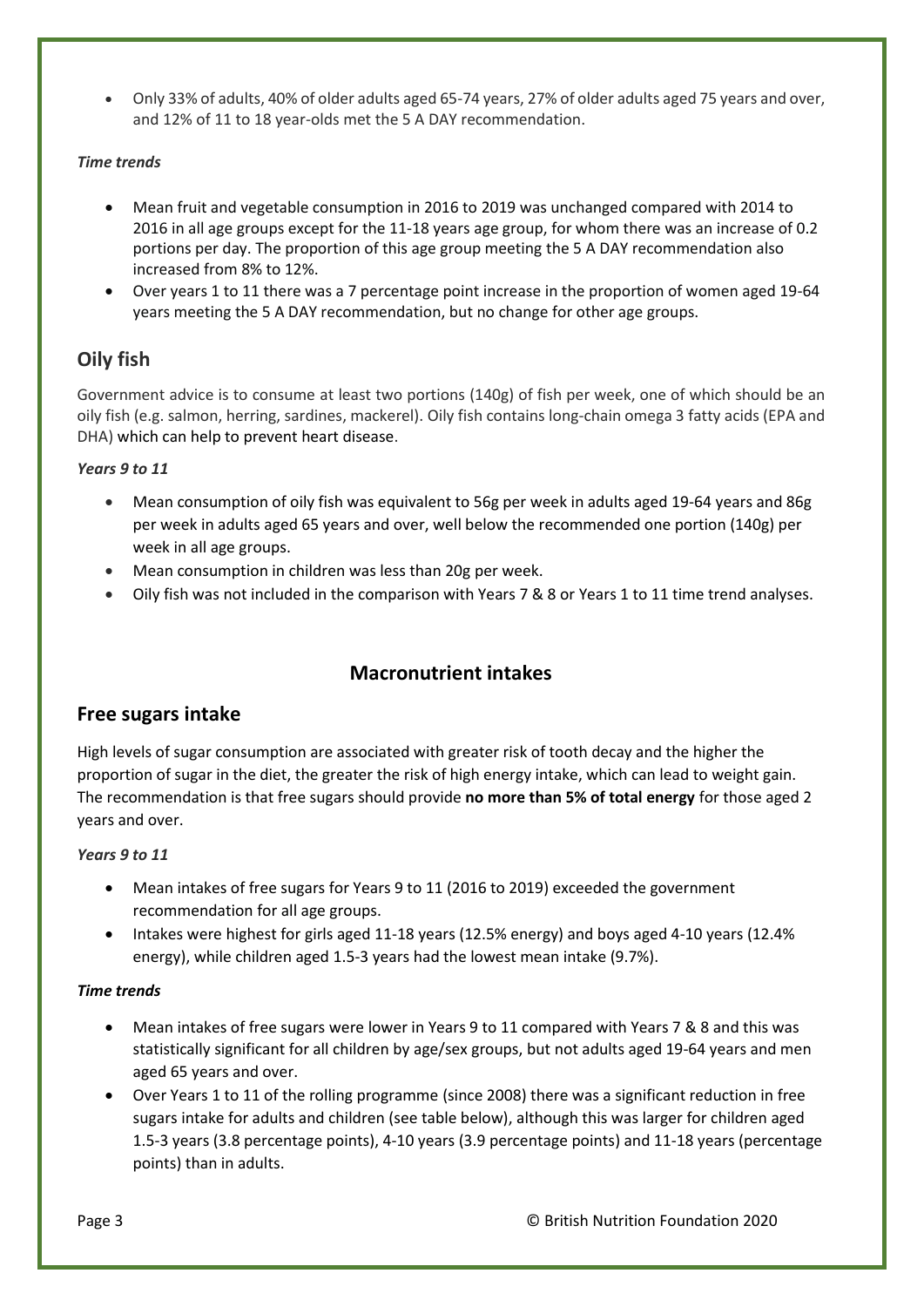- Only 33% of adults, 40% of older adults aged 65-74 years, 27% of older adults aged 75 years and over, and 12% of 11 to 18 year-olds met the 5 A DAY recommendation.

*Time trends*

- Mean fruit and vegetable consumption in 2016 to 2019 was unchanged compared with 2014 to 2016 in all age groups except for the 11-18 years age group, for whom there was an increase of 0.2 portions per day. The proportion of this age group meeting the 5 A DAY recommendation also increased from 8% to 12%.
- Over years 1 to 11 there was a 7 percentage point increase in the proportion of women aged 19-64 years meeting the 5 A DAY recommendation, but no change for other age groups.

## Oily fish

Government advice is to consume at least two portions (140g) of fish per week, one of which should be an oily fish (e.g. salmon, herring, sardines, mackerel). Oily fish contains long-chain omega 3 fatty acids (EPA and DHA) which can help to prevent heart disease.

*Years 9 to 11*

- Mean consumption of oily fish was equivalent to 56g per week in adults aged 19-64 years and 86g per week in adults aged 65 years and over, well below the recommended one portion (140g) per week in all age groups.
- Mean consumption in children was less than 20g per week.
- Oily fish was not included in the comparison with Years 7 & 8 or Years 1 to 11 time trend analyses.

# Macronutrient intakes

## Free sugars intake

High levels of sugar consumption are associated with greater risk of tooth decay and the higher the proportion of sugar in the diet, the greater the risk of high energy intake, which can lead to weight gain. The recommendation is that free sugars should provide **no more than 5% of total energy** for those aged 2 years and over.

*Years 9 to 11*

- Mean intakes of free sugars for Years 9 to 11 (2016 to 2019) exceeded the government recommendation for all age groups.
- Intakes were highest for girls aged 11-18 years (12.5% energy) and boys aged 4-10 years (12.4% energy), while children aged 1.5-3 years had the lowest mean intake (9.7%).

*Time trends*

- Mean intakes of free sugars were lower in Years 9 to 11 compared with Years 7 & 8 and this was statistically significant for all children by age/sex groups, but not adults aged 19-64 years and men aged 65 years and over.
- Over Years 1 to 11 of the rolling programme (since 2008) there was a significant reduction in free sugars intake for adults and children (see table below), although this was larger for children aged 1.5-3 years (3.8 percentage points), 4-10 years (3.9 percentage points) and 11-18 years (percentage points) than in adults.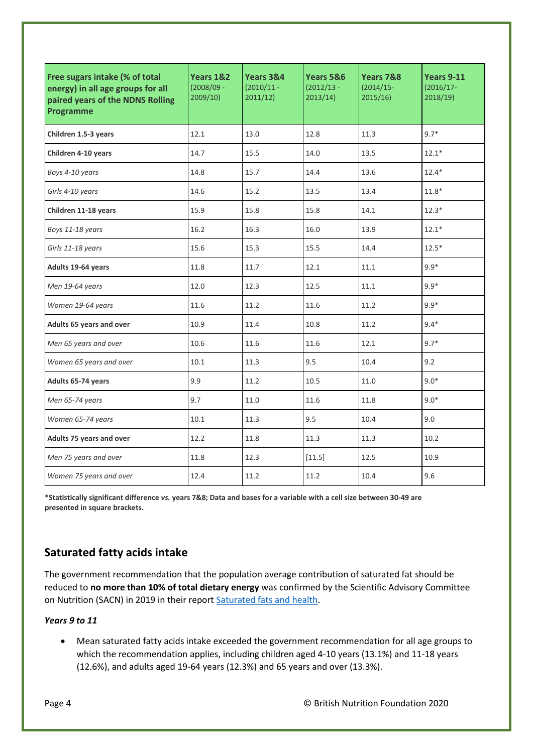| **Free sugars intake (% of total energy) in all age groups for all paired years of the NDNS Rolling Programme** | **Years 1&2** (2008/09 - 2009/10) | **Years 3&4** (2010/11 - 2011/12) | **Years 5&6** (2012/13 - 2013/14) | **Years 7&8** (2014/15-2015/16) | **Years 9-11** (2016/17-2018/19) |
|---|---|---|---|---|---|
| **Children 1.5-3 years** | 12.1 | 13.0 | 12.8 | 11.3 | 9.7* |
| **Children 4-10 years** | 14.7 | 15.5 | 14.0 | 13.5 | 12.1* |
| *Boys 4-10 years* | 14.8 | 15.7 | 14.4 | 13.6 | 12.4* |
| *Girls 4-10 years* | 14.6 | 15.2 | 13.5 | 13.4 | 11.8* |
| **Children 11-18 years** | 15.9 | 15.8 | 15.8 | 14.1 | 12.3* |
| *Boys 11-18 years* | 16.2 | 16.3 | 16.0 | 13.9 | 12.1* |
| *Girls 11-18 years* | 15.6 | 15.3 | 15.5 | 14.4 | 12.5* |
| **Adults 19-64 years** | 11.8 | 11.7 | 12.1 | 11.1 | 9.9* |
| *Men 19-64 years* | 12.0 | 12.3 | 12.5 | 11.1 | 9.9* |
| *Women 19-64 years* | 11.6 | 11.2 | 11.6 | 11.2 | 9.9* |
| **Adults 65 years and over** | 10.9 | 11.4 | 10.8 | 11.2 | 9.4* |
| *Men 65 years and over* | 10.6 | 11.6 | 11.6 | 12.1 | 9.7* |
| *Women 65 years and over* | 10.1 | 11.3 | 9.5 | 10.4 | 9.2 |
| **Adults 65-74 years** | 9.9 | 11.2 | 10.5 | 11.0 | 9.0* |
| *Men 65-74 years* | 9.7 | 11.0 | 11.6 | 11.8 | 9.0* |
| *Women 65-74 years* | 10.1 | 11.3 | 9.5 | 10.4 | 9.0 |
| **Adults 75 years and over** | 12.2 | 11.8 | 11.3 | 11.3 | 10.2 |
| *Men 75 years and over* | 11.8 | 12.3 | [11.5] | 12.5 | 10.9 |
| *Women 75 years and over* | 12.4 | 11.2 | 11.2 | 10.4 | 9.6 |

**\*Statistically significant difference *vs.* years 7&8; Data and bases for a variable with a cell size between 30-49 are presented in square brackets.**

## Saturated fatty acids intake

The government recommendation that the population average contribution of saturated fat should be reduced to **no more than 10% of total dietary energy** was confirmed by the Scientific Advisory Committee on Nutrition (SACN) in 2019 in their report Saturated fats and health.

***Years 9 to 11***

- Mean saturated fatty acids intake exceeded the government recommendation for all age groups to which the recommendation applies, including children aged 4-10 years (13.1%) and 11-18 years (12.6%), and adults aged 19-64 years (12.3%) and 65 years and over (13.3%).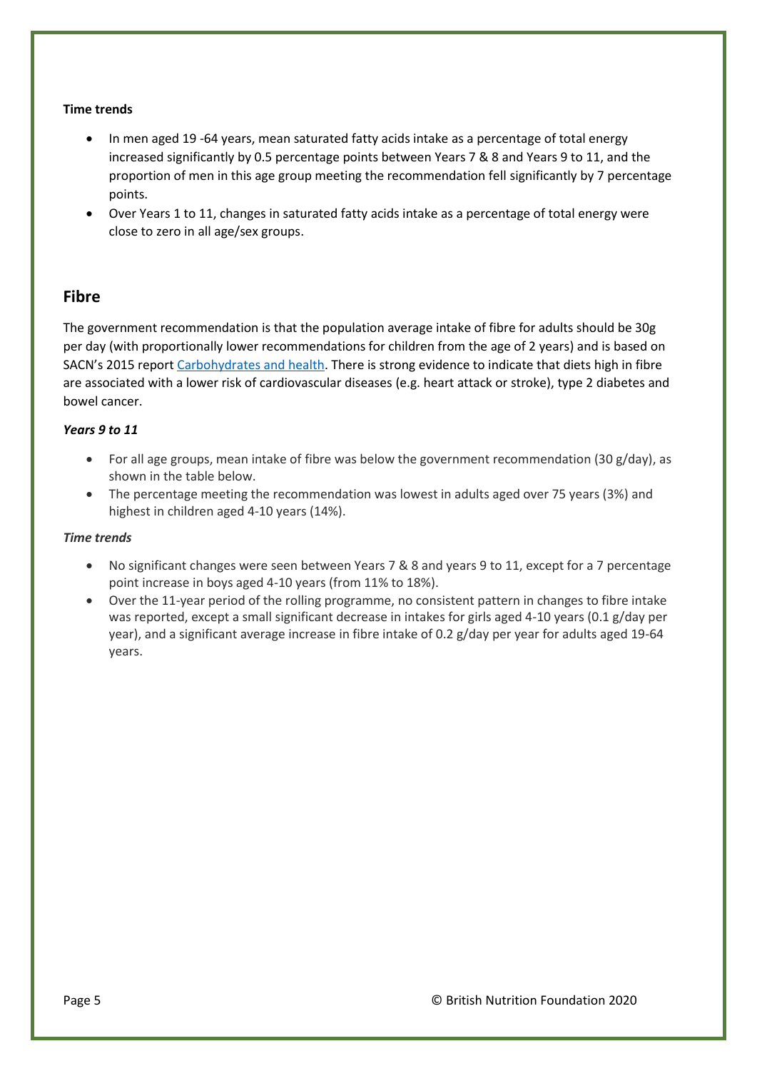**Time trends**

- In men aged 19 -64 years, mean saturated fatty acids intake as a percentage of total energy increased significantly by 0.5 percentage points between Years 7 & 8 and Years 9 to 11, and the proportion of men in this age group meeting the recommendation fell significantly by 7 percentage points.
- Over Years 1 to 11, changes in saturated fatty acids intake as a percentage of total energy were close to zero in all age/sex groups.

## Fibre

The government recommendation is that the population average intake of fibre for adults should be 30g per day (with proportionally lower recommendations for children from the age of 2 years) and is based on SACN's 2015 report Carbohydrates and health. There is strong evidence to indicate that diets high in fibre are associated with a lower risk of cardiovascular diseases (e.g. heart attack or stroke), type 2 diabetes and bowel cancer.

***Years 9 to 11***

- For all age groups, mean intake of fibre was below the government recommendation (30 g/day), as shown in the table below.
- The percentage meeting the recommendation was lowest in adults aged over 75 years (3%) and highest in children aged 4-10 years (14%).

*Time trends*

- No significant changes were seen between Years 7 & 8 and years 9 to 11, except for a 7 percentage point increase in boys aged 4-10 years (from 11% to 18%).
- Over the 11-year period of the rolling programme, no consistent pattern in changes to fibre intake was reported, except a small significant decrease in intakes for girls aged 4-10 years (0.1 g/day per year), and a significant average increase in fibre intake of 0.2 g/day per year for adults aged 19-64 years.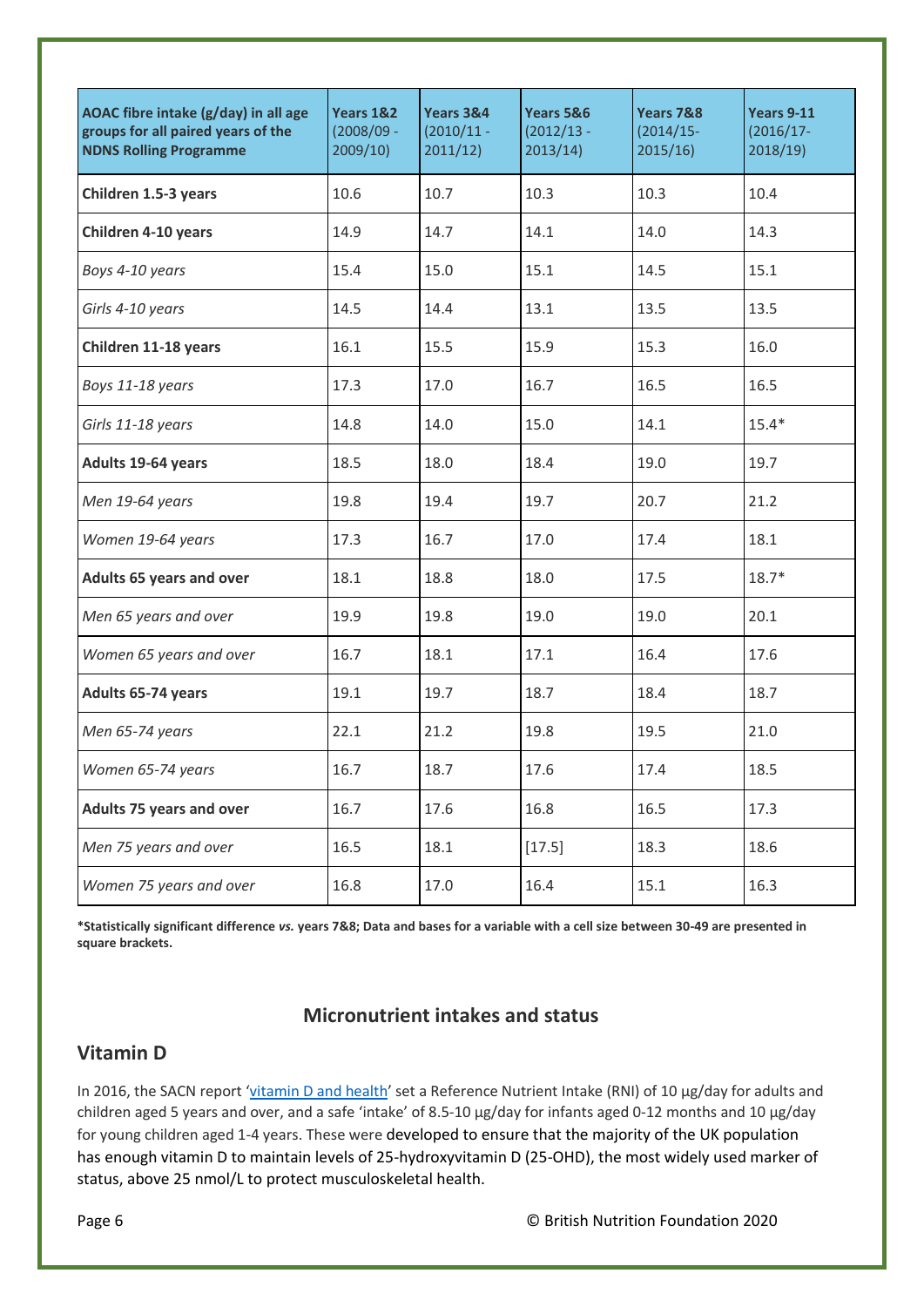| **AOAC fibre intake (g/day) in all age groups for all paired years of the NDNS Rolling Programme** | **Years 1&2** (2008/09 - 2009/10) | **Years 3&4** (2010/11 - 2011/12) | **Years 5&6** (2012/13 - 2013/14) | **Years 7&8** (2014/15-2015/16) | **Years 9-11** (2016/17-2018/19) |
|---|---|---|---|---|---|
| **Children 1.5-3 years** | 10.6 | 10.7 | 10.3 | 10.3 | 10.4 |
| **Children 4-10 years** | 14.9 | 14.7 | 14.1 | 14.0 | 14.3 |
| *Boys 4-10 years* | 15.4 | 15.0 | 15.1 | 14.5 | 15.1 |
| *Girls 4-10 years* | 14.5 | 14.4 | 13.1 | 13.5 | 13.5 |
| **Children 11-18 years** | 16.1 | 15.5 | 15.9 | 15.3 | 16.0 |
| *Boys 11-18 years* | 17.3 | 17.0 | 16.7 | 16.5 | 16.5 |
| *Girls 11-18 years* | 14.8 | 14.0 | 15.0 | 14.1 | 15.4* |
| **Adults 19-64 years** | 18.5 | 18.0 | 18.4 | 19.0 | 19.7 |
| *Men 19-64 years* | 19.8 | 19.4 | 19.7 | 20.7 | 21.2 |
| *Women 19-64 years* | 17.3 | 16.7 | 17.0 | 17.4 | 18.1 |
| **Adults 65 years and over** | 18.1 | 18.8 | 18.0 | 17.5 | 18.7* |
| *Men 65 years and over* | 19.9 | 19.8 | 19.0 | 19.0 | 20.1 |
| *Women 65 years and over* | 16.7 | 18.1 | 17.1 | 16.4 | 17.6 |
| **Adults 65-74 years** | 19.1 | 19.7 | 18.7 | 18.4 | 18.7 |
| *Men 65-74 years* | 22.1 | 21.2 | 19.8 | 19.5 | 21.0 |
| *Women 65-74 years* | 16.7 | 18.7 | 17.6 | 17.4 | 18.5 |
| **Adults 75 years and over** | 16.7 | 17.6 | 16.8 | 16.5 | 17.3 |
| *Men 75 years and over* | 16.5 | 18.1 | [17.5] | 18.3 | 18.6 |
| *Women 75 years and over* | 16.8 | 17.0 | 16.4 | 15.1 | 16.3 |

**\*Statistically significant difference *vs.* years 7&8; Data and bases for a variable with a cell size between 30-49 are presented in square brackets.**

## Micronutrient intakes and status

### Vitamin D

In 2016, the SACN report 'vitamin D and health' set a Reference Nutrient Intake (RNI) of 10 µg/day for adults and children aged 5 years and over, and a safe 'intake' of 8.5-10 µg/day for infants aged 0-12 months and 10 µg/day for young children aged 1-4 years. These were developed to ensure that the majority of the UK population has enough vitamin D to maintain levels of 25-hydroxyvitamin D (25-OHD), the most widely used marker of status, above 25 nmol/L to protect musculoskeletal health.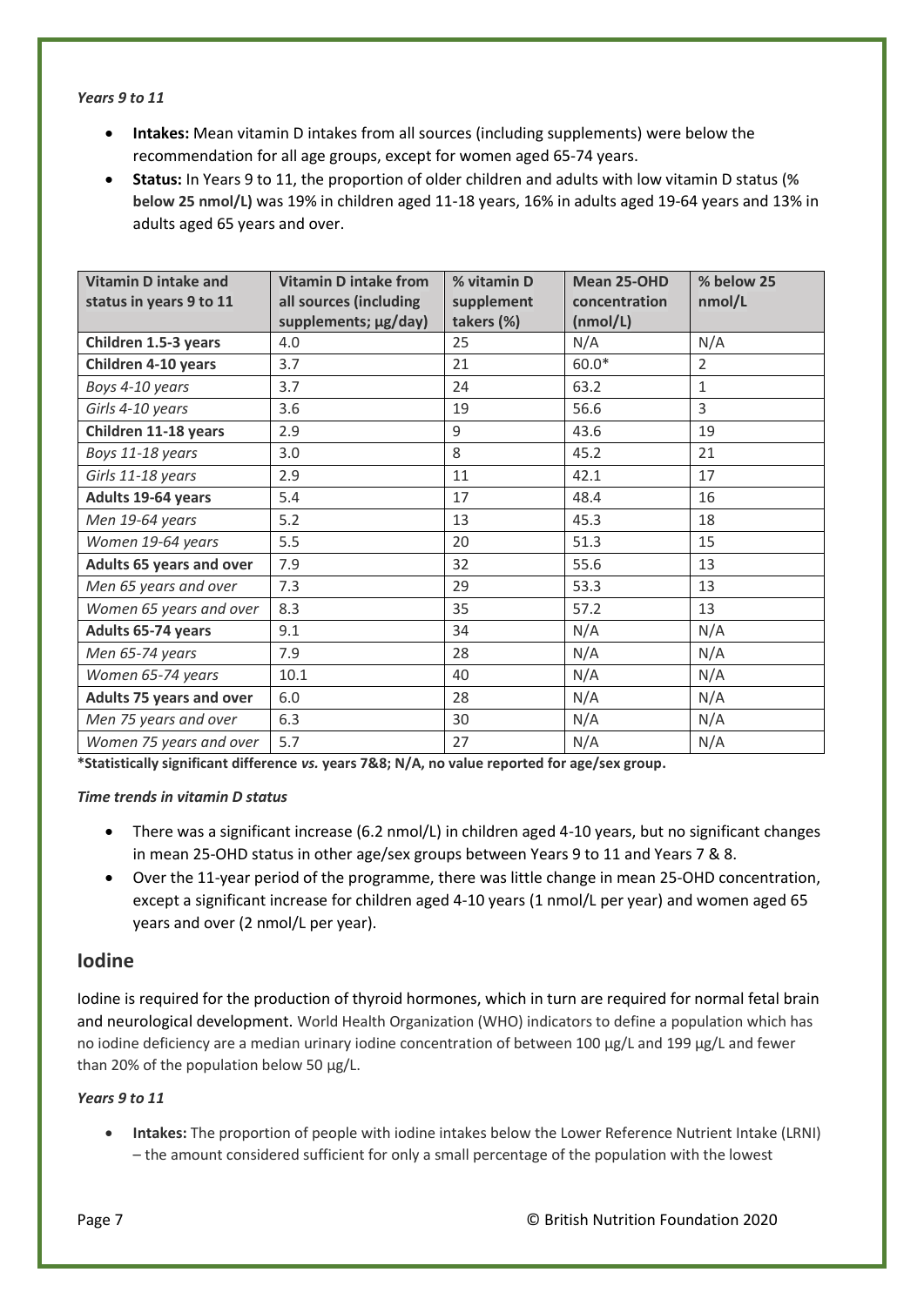*Years 9 to 11*

- **Intakes:** Mean vitamin D intakes from all sources (including supplements) were below the recommendation for all age groups, except for women aged 65-74 years.
- **Status:** In Years 9 to 11, the proportion of older children and adults with low vitamin D status (**% below 25 nmol/L)** was 19% in children aged 11-18 years, 16% in adults aged 19-64 years and 13% in adults aged 65 years and over.

| Vitamin D intake and status in years 9 to 11 | Vitamin D intake from all sources (including supplements; µg/day) | % vitamin D supplement takers (%) | Mean 25-OHD concentration (nmol/L) | % below 25 nmol/L |
|---|---|---|---|---|
| **Children 1.5-3 years** | 4.0 | 25 | N/A | N/A |
| **Children 4-10 years** | 3.7 | 21 | 60.0* | 2 |
| *Boys 4-10 years* | 3.7 | 24 | 63.2 | 1 |
| *Girls 4-10 years* | 3.6 | 19 | 56.6 | 3 |
| **Children 11-18 years** | 2.9 | 9 | 43.6 | 19 |
| *Boys 11-18 years* | 3.0 | 8 | 45.2 | 21 |
| *Girls 11-18 years* | 2.9 | 11 | 42.1 | 17 |
| **Adults 19-64 years** | 5.4 | 17 | 48.4 | 16 |
| *Men 19-64 years* | 5.2 | 13 | 45.3 | 18 |
| *Women 19-64 years* | 5.5 | 20 | 51.3 | 15 |
| **Adults 65 years and over** | 7.9 | 32 | 55.6 | 13 |
| *Men 65 years and over* | 7.3 | 29 | 53.3 | 13 |
| *Women 65 years and over* | 8.3 | 35 | 57.2 | 13 |
| **Adults 65-74 years** | 9.1 | 34 | N/A | N/A |
| *Men 65-74 years* | 7.9 | 28 | N/A | N/A |
| *Women 65-74 years* | 10.1 | 40 | N/A | N/A |
| **Adults 75 years and over** | 6.0 | 28 | N/A | N/A |
| *Men 75 years and over* | 6.3 | 30 | N/A | N/A |
| *Women 75 years and over* | 5.7 | 27 | N/A | N/A |

***Statistically significant difference *vs.* years 7&8; N/A, no value reported for age/sex group.**

*Time trends in vitamin D status*

- There was a significant increase (6.2 nmol/L) in children aged 4-10 years, but no significant changes in mean 25-OHD status in other age/sex groups between Years 9 to 11 and Years 7 & 8.
- Over the 11-year period of the programme, there was little change in mean 25-OHD concentration, except a significant increase for children aged 4-10 years (1 nmol/L per year) and women aged 65 years and over (2 nmol/L per year).

## Iodine

Iodine is required for the production of thyroid hormones, which in turn are required for normal fetal brain and neurological development. World Health Organization (WHO) indicators to define a population which has no iodine deficiency are a median urinary iodine concentration of between 100 µg/L and 199 µg/L and fewer than 20% of the population below 50 µg/L.

*Years 9 to 11*

- **Intakes:** The proportion of people with iodine intakes below the Lower Reference Nutrient Intake (LRNI) – the amount considered sufficient for only a small percentage of the population with the lowest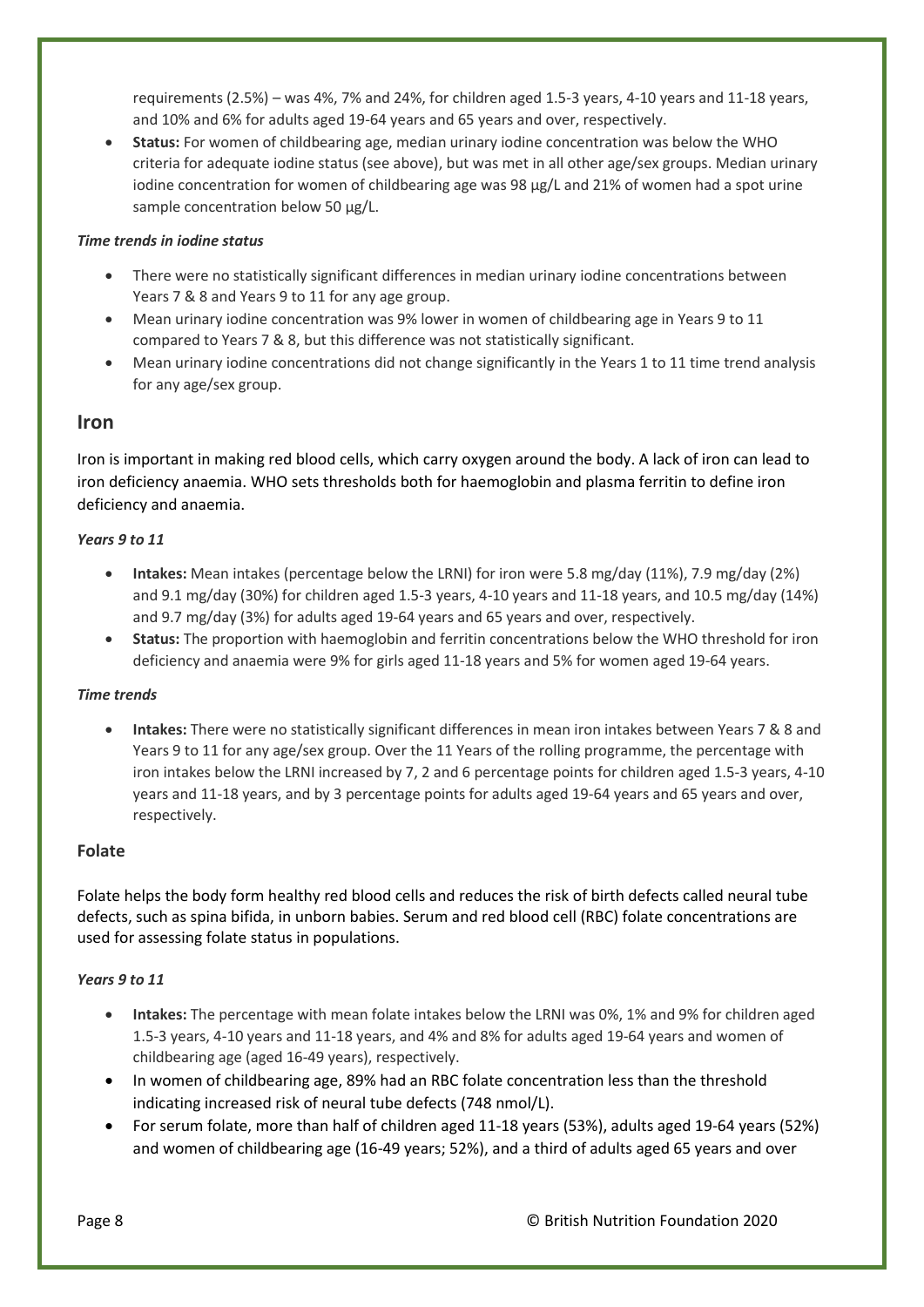requirements (2.5%) – was 4%, 7% and 24%, for children aged 1.5-3 years, 4-10 years and 11-18 years, and 10% and 6% for adults aged 19-64 years and 65 years and over, respectively.

- **Status:** For women of childbearing age, median urinary iodine concentration was below the WHO criteria for adequate iodine status (see above), but was met in all other age/sex groups. Median urinary iodine concentration for women of childbearing age was 98 µg/L and 21% of women had a spot urine sample concentration below 50 µg/L.

#### *Time trends in iodine status*

- There were no statistically significant differences in median urinary iodine concentrations between Years 7 & 8 and Years 9 to 11 for any age group.
- Mean urinary iodine concentration was 9% lower in women of childbearing age in Years 9 to 11 compared to Years 7 & 8, but this difference was not statistically significant.
- Mean urinary iodine concentrations did not change significantly in the Years 1 to 11 time trend analysis for any age/sex group.

## Iron

Iron is important in making red blood cells, which carry oxygen around the body. A lack of iron can lead to iron deficiency anaemia. WHO sets thresholds both for haemoglobin and plasma ferritin to define iron deficiency and anaemia.

#### *Years 9 to 11*

- **Intakes:** Mean intakes (percentage below the LRNI) for iron were 5.8 mg/day (11%), 7.9 mg/day (2%) and 9.1 mg/day (30%) for children aged 1.5-3 years, 4-10 years and 11-18 years, and 10.5 mg/day (14%) and 9.7 mg/day (3%) for adults aged 19-64 years and 65 years and over, respectively.
- **Status:** The proportion with haemoglobin and ferritin concentrations below the WHO threshold for iron deficiency and anaemia were 9% for girls aged 11-18 years and 5% for women aged 19-64 years.

#### *Time trends*

- **Intakes:** There were no statistically significant differences in mean iron intakes between Years 7 & 8 and Years 9 to 11 for any age/sex group. Over the 11 Years of the rolling programme, the percentage with iron intakes below the LRNI increased by 7, 2 and 6 percentage points for children aged 1.5-3 years, 4-10 years and 11-18 years, and by 3 percentage points for adults aged 19-64 years and 65 years and over, respectively.

### Folate

Folate helps the body form healthy red blood cells and reduces the risk of birth defects called neural tube defects, such as spina bifida, in unborn babies. Serum and red blood cell (RBC) folate concentrations are used for assessing folate status in populations.

#### *Years 9 to 11*

- **Intakes:** The percentage with mean folate intakes below the LRNI was 0%, 1% and 9% for children aged 1.5-3 years, 4-10 years and 11-18 years, and 4% and 8% for adults aged 19-64 years and women of childbearing age (aged 16-49 years), respectively.
- In women of childbearing age, 89% had an RBC folate concentration less than the threshold indicating increased risk of neural tube defects (748 nmol/L).
- For serum folate, more than half of children aged 11-18 years (53%), adults aged 19-64 years (52%) and women of childbearing age (16-49 years; 52%), and a third of adults aged 65 years and over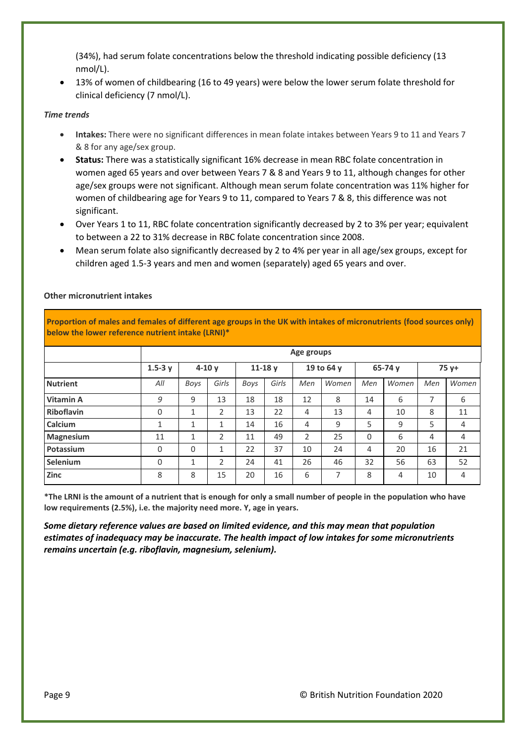(34%), had serum folate concentrations below the threshold indicating possible deficiency (13 nmol/L).

- 13% of women of childbearing (16 to 49 years) were below the lower serum folate threshold for clinical deficiency (7 nmol/L).

*Time trends*

- **Intakes:** There were no significant differences in mean folate intakes between Years 9 to 11 and Years 7 & 8 for any age/sex group.
- **Status:** There was a statistically significant 16% decrease in mean RBC folate concentration in women aged 65 years and over between Years 7 & 8 and Years 9 to 11, although changes for other age/sex groups were not significant. Although mean serum folate concentration was 11% higher for women of childbearing age for Years 9 to 11, compared to Years 7 & 8, this difference was not significant.
- Over Years 1 to 11, RBC folate concentration significantly decreased by 2 to 3% per year; equivalent to between a 22 to 31% decrease in RBC folate concentration since 2008.
- Mean serum folate also significantly decreased by 2 to 4% per year in all age/sex groups, except for children aged 1.5-3 years and men and women (separately) aged 65 years and over.

**Other micronutrient intakes**

**Proportion of males and females of different age groups in the UK with intakes of micronutrients (food sources only) below the lower reference nutrient intake (LRNI)\***

| | Age groups | | | | | | | | | | |
|---|---|---|---|---|---|---|---|---|---|---|---|
| | **1.5-3 y** | **4-10 y** | | **11-18 y** | | **19 to 64 y** | | **65-74 y** | | **75 y+** | |
| **Nutrient** | *All* | *Boys* | *Girls* | *Boys* | *Girls* | *Men* | *Women* | *Men* | *Women* | *Men* | *Women* |
| **Vitamin A** | 9 | 9 | 13 | 18 | 18 | 12 | 8 | 14 | 6 | 7 | 6 |
| **Riboflavin** | 0 | 1 | 2 | 13 | 22 | 4 | 13 | 4 | 10 | 8 | 11 |
| **Calcium** | 1 | 1 | 1 | 14 | 16 | 4 | 9 | 5 | 9 | 5 | 4 |
| **Magnesium** | 11 | 1 | 2 | 11 | 49 | 2 | 25 | 0 | 6 | 4 | 4 |
| **Potassium** | 0 | 0 | 1 | 22 | 37 | 10 | 24 | 4 | 20 | 16 | 21 |
| **Selenium** | 0 | 1 | 2 | 24 | 41 | 26 | 46 | 32 | 56 | 63 | 52 |
| **Zinc** | 8 | 8 | 15 | 20 | 16 | 6 | 7 | 8 | 4 | 10 | 4 |

**\*The LRNI is the amount of a nutrient that is enough for only a small number of people in the population who have low requirements (2.5%), i.e. the majority need more. Y, age in years.**

***Some dietary reference values are based on limited evidence, and this may mean that population estimates of inadequacy may be inaccurate. The health impact of low intakes for some micronutrients remains uncertain (e.g. riboflavin, magnesium, selenium).***

© British Nutrition Foundation 2020